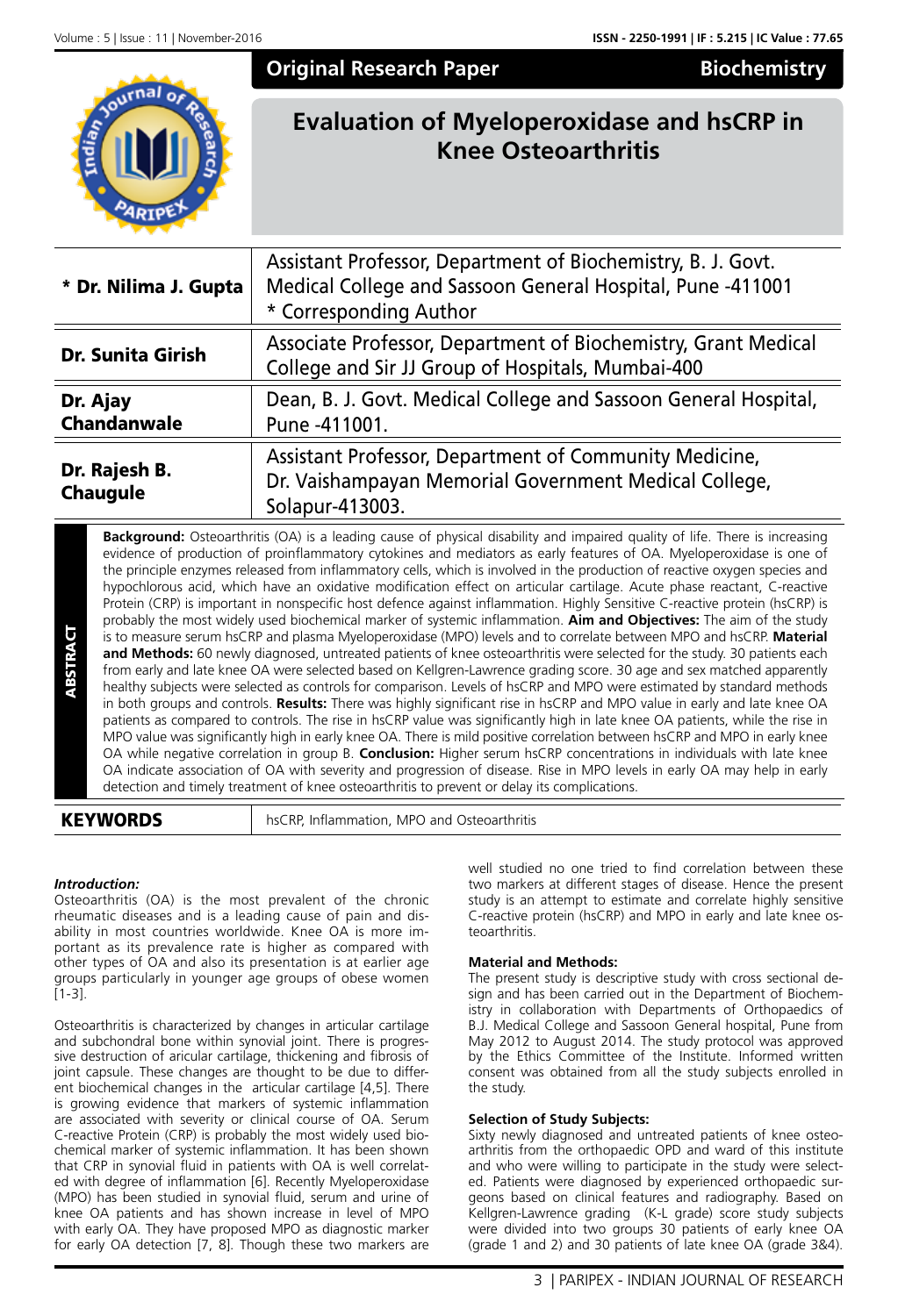**Original Research Paper** | **Biochemistry**

# Evaluation of Myeloperoxidase and hsCRP in Knee Osteoarthritis

| | |
|---|---|
| **\* Dr. Nilima J. Gupta** | Assistant Professor, Department of Biochemistry, B. J. Govt. Medical College and Sassoon General Hospital, Pune -411001 * Corresponding Author |
| **Dr. Sunita Girish** | Associate Professor, Department of Biochemistry, Grant Medical College and Sir JJ Group of Hospitals, Mumbai-400 |
| **Dr. Ajay Chandanwale** | Dean, B. J. Govt. Medical College and Sassoon General Hospital, Pune -411001. |
| **Dr. Rajesh B. Chaugule** | Assistant Professor, Department of Community Medicine, Dr. Vaishampayan Memorial Government Medical College, Solapur-413003. |

## ABSTRACT

**Background:** Osteoarthritis (OA) is a leading cause of physical disability and impaired quality of life. There is increasing evidence of production of proinflammatory cytokines and mediators as early features of OA. Myeloperoxidase is one of the principle enzymes released from inflammatory cells, which is involved in the production of reactive oxygen species and hypochlorous acid, which have an oxidative modification effect on articular cartilage. Acute phase reactant, C-reactive Protein (CRP) is important in nonspecific host defence against inflammation. Highly Sensitive C-reactive protein (hsCRP) is probably the most widely used biochemical marker of systemic inflammation. **Aim and Objectives:** The aim of the study is to measure serum hsCRP and plasma Myeloperoxidase (MPO) levels and to correlate between MPO and hsCRP. **Material and Methods:** 60 newly diagnosed, untreated patients of knee osteoarthritis were selected for the study. 30 patients each from early and late knee OA were selected based on Kellgren-Lawrence grading score. 30 age and sex matched apparently healthy subjects were selected as controls for comparison. Levels of hsCRP and MPO were estimated by standard methods in both groups and controls. **Results:** There was highly significant rise in hsCRP and MPO value in early and late knee OA patients as compared to controls. The rise in hsCRP value was significantly high in late knee OA patients, while the rise in MPO value was significantly high in early knee OA. There is mild positive correlation between hsCRP and MPO in early knee OA while negative correlation in group B. **Conclusion:** Higher serum hsCRP concentrations in individuals with late knee OA indicate association of OA with severity and progression of disease. Rise in MPO levels in early OA may help in early detection and timely treatment of knee osteoarthritis to prevent or delay its complications.

**KEYWORDS:** hsCRP, Inflammation, MPO and Osteoarthritis

### *Introduction:*

Osteoarthritis (OA) is the most prevalent of the chronic rheumatic diseases and is a leading cause of pain and disability in most countries worldwide. Knee OA is more important as its prevalence rate is higher as compared with other types of OA and also its presentation is at earlier age groups particularly in younger age groups of obese women [1-3].

Osteoarthritis is characterized by changes in articular cartilage and subchondral bone within synovial joint. There is progressive destruction of aricular cartilage, thickening and fibrosis of joint capsule. These changes are thought to be due to different biochemical changes in the articular cartilage [4,5]. There is growing evidence that markers of systemic inflammation are associated with severity or clinical course of OA. Serum C-reactive Protein (CRP) is probably the most widely used biochemical marker of systemic inflammation. It has been shown that CRP in synovial fluid in patients with OA is well correlated with degree of inflammation [6]. Recently Myeloperoxidase (MPO) has been studied in synovial fluid, serum and urine of knee OA patients and has shown increase in level of MPO with early OA. They have proposed MPO as diagnostic marker for early OA detection [7, 8]. Though these two markers are well studied no one tried to find correlation between these two markers at different stages of disease. Hence the present study is an attempt to estimate and correlate highly sensitive C-reactive protein (hsCRP) and MPO in early and late knee osteoarthritis.

### Material and Methods:

The present study is descriptive study with cross sectional design and has been carried out in the Department of Biochemistry in collaboration with Departments of Orthopaedics of B.J. Medical College and Sassoon General hospital, Pune from May 2012 to August 2014. The study protocol was approved by the Ethics Committee of the Institute. Informed written consent was obtained from all the study subjects enrolled in the study.

### Selection of Study Subjects:

Sixty newly diagnosed and untreated patients of knee osteoarthritis from the orthopaedic OPD and ward of this institute and who were willing to participate in the study were selected. Patients were diagnosed by experienced orthopaedic surgeons based on clinical features and radiography. Based on Kellgren-Lawrence grading (K-L grade) score study subjects were divided into two groups 30 patients of early knee OA (grade 1 and 2) and 30 patients of late knee OA (grade 3&4).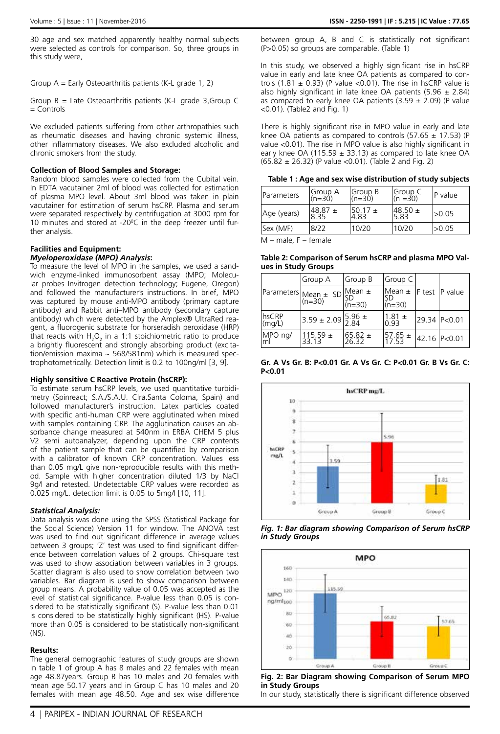30 age and sex matched apparently healthy normal subjects were selected as controls for comparison. So, three groups in this study were,

Group A = Early Osteoarthritis patients (K-L grade 1, 2)

Group B = Late Osteoarthritis patients (K-L grade 3,Group C = Controls

We excluded patients suffering from other arthropathies such as rheumatic diseases and having chronic systemic illness, other inflammatory diseases. We also excluded alcoholic and chronic smokers from the study.

**Collection of Blood Samples and Storage:**
Random blood samples were collected from the Cubital vein. In EDTA vacutainer 2ml of blood was collected for estimation of plasma MPO level. About 3ml blood was taken in plain vacutainer for estimation of serum hsCRP. Plasma and serum were separated respectively by centrifugation at 3000 rpm for 10 minutes and stored at -20°C in the deep freezer until further analysis.

**Facilities and Equipment:**
***Myeloperoxidase (MPO) Analysis*:**
To measure the level of MPO in the samples, we used a sandwich enzyme-linked immunosorbent assay (MPO; Molecular probes Invitrogen detection technology; Eugene, Oregon) and followed the manufacturer's instructions. In brief, MPO was captured by mouse anti-MPO antibody (primary capture antibody) and Rabbit anti–MPO antibody (secondary capture antibody) which were detected by the Amplex® UltraRed reagent, a fluorogenic substrate for horseradish peroxidase (HRP) that reacts with $H_2O_2$ in a 1:1 stoichiometric ratio to produce a brightly fluorescent and strongly absorbing product (excitation/emission maxima ~ 568/581nm) which is measured spectrophotometrically. Detection limit is 0.2 to 100ng/ml [3, 9].

**Highly sensitive C Reactive Protein (hsCRP):**
To estimate serum hsCRP levels, we used quantitative turbidimetry (Spinreact; S.A./S.A.U. Clra.Santa Coloma, Spain) and followed manufacturer's instruction. Latex particles coated with specific anti-human CRP were agglutinated when mixed with samples containing CRP. The agglutination causes an absorbance change measured at 540nm in ERBA CHEM 5 plus V2 semi autoanalyzer, depending upon the CRP contents of the patient sample that can be quantified by comparison with a calibrator of known CRP concentration. Values less than 0.05 mg/L give non-reproducible results with this method. Sample with higher concentration diluted 1/3 by NaCl 9g/l and retested. Undetectable CRP values were recorded as 0.025 mg/L. detection limit is 0.05 to 5mg/l [10, 11].

***Statistical Analysis:***
Data analysis was done using the SPSS (Statistical Package for the Social Science) Version 11 for window. The ANOVA test was used to find out significant difference in average values between 3 groups; 'Z' test was used to find significant difference between correlation values of 2 groups. Chi-square test was used to show association between variables in 3 groups. Scatter diagram is also used to show correlation between two variables. Bar diagram is used to show comparison between group means. A probability value of 0.05 was accepted as the level of statistical significance. P-value less than 0.05 is considered to be statistically significant (S). P-value less than 0.01 is considered to be statistically highly significant (HS). P-value more than 0.05 is considered to be statistically non-significant (NS).

**Results:**
The general demographic features of study groups are shown in table 1 of group A has 8 males and 22 females with mean age 48.87years. Group B has 10 males and 20 females with mean age 50.17 years and in Group C has 10 males and 20 females with mean age 48.50. Age and sex wise difference between group A, B and C is statistically not significant (P>0.05) so groups are comparable. (Table 1)

In this study, we observed a highly significant rise in hsCRP value in early and late knee OA patients as compared to controls (1.81 ± 0.93) (P value <0.01). The rise in hsCRP value is also highly significant in late knee OA patients (5.96 ± 2.84) as compared to early knee OA patients (3.59 ± 2.09) (P value <0.01). (Table2 and Fig. 1)

There is highly significant rise in MPO value in early and late knee OA patients as compared to controls (57.65 ± 17.53) (P value <0.01). The rise in MPO value is also highly significant in early knee OA (115.59 ± 33.13) as compared to late knee OA (65.82 ± 26.32) (P value <0.01). (Table 2 and Fig. 2)

**Table 1 : Age and sex wise distribution of study subjects**

| Parameters | Group A (n=30) | Group B (n=30) | Group C (n =30) | P value |
|---|---|---|---|---|
| Age (years) | 48.87 ± 8.35 | 50.17 ± 4.83 | 48.50 ± 5.83 | >0.05 |
| Sex (M/F) | 8/22 | 10/20 | 10/20 | >0.05 |

M – male, F – female

**Table 2: Comparison of Serum hsCRP and plasma MPO Values in Study Groups**

| Parameters | Group A Mean ± SD (n=30) | Group B Mean ± SD (n=30) | Group C Mean ± SD (n=30) | F test | P value |
|---|---|---|---|---|---|
| hsCRP (mg/L) | 3.59 ± 2.09 | 5.96 ± 2.84 | 1.81 ± 0.93 | 29.34 | P<0.01 |
| MPO ng/ml | 115.59 ± 33.13 | 65.82 ± 26.32 | 57.65 ± 17.53 | 42.16 | P<0.01 |

**Gr. A Vs Gr. B: P<0.01 Gr. A Vs Gr. C: P<0.01 Gr. B Vs Gr. C: P<0.01**

***Fig. 1: Bar diagram showing Comparison of Serum hsCRP in Study Groups***

**Fig. 2: Bar Diagram showing Comparison of Serum MPO in Study Groups**

In our study, statistically there is significant difference observed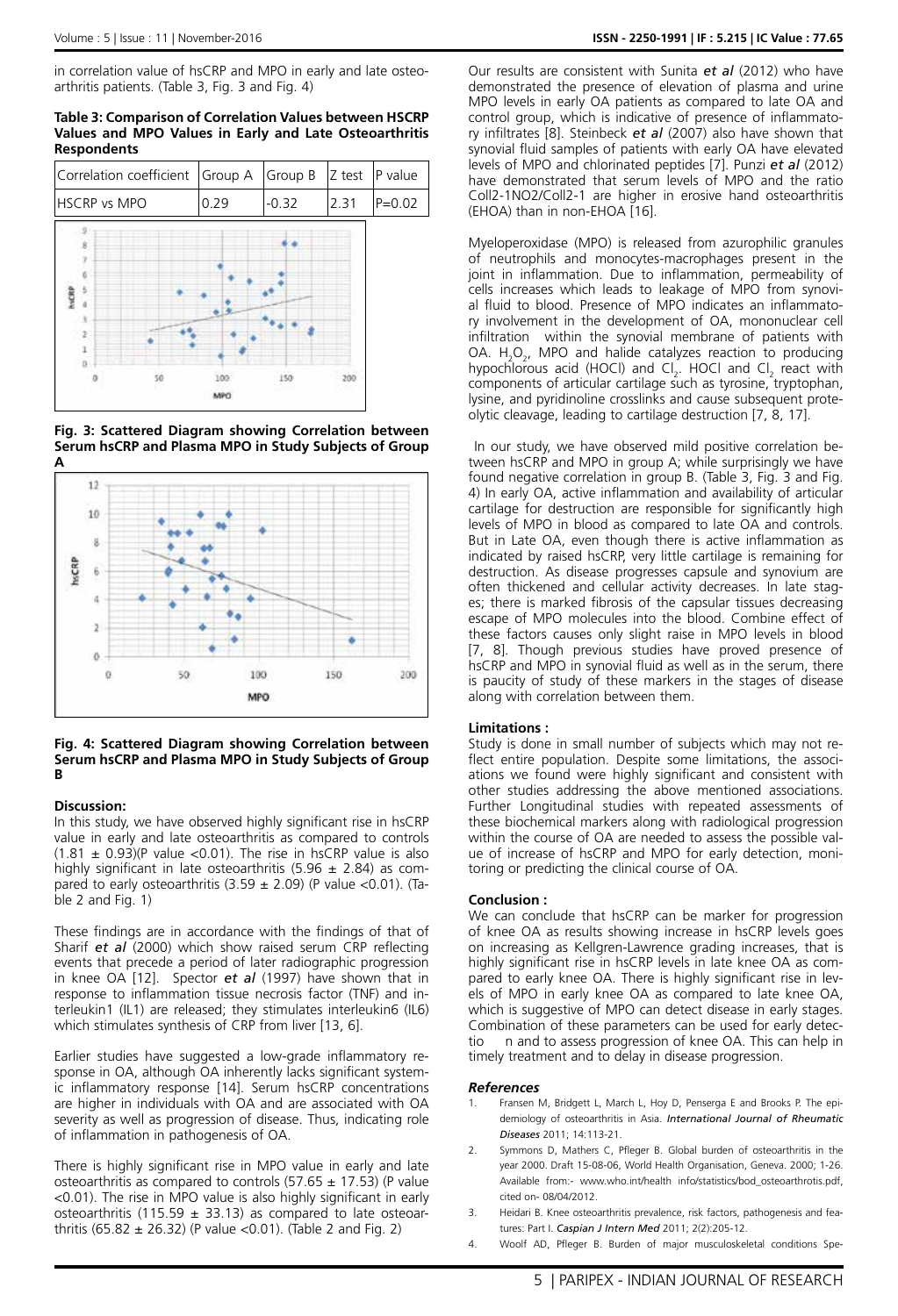in correlation value of hsCRP and MPO in early and late osteoarthritis patients. (Table 3, Fig. 3 and Fig. 4)

**Table 3: Comparison of Correlation Values between HSCRP Values and MPO Values in Early and Late Osteoarthritis Respondents**

| Correlation coefficient | Group A | Group B | Z test | P value |
|---|---|---|---|---|
| HSCRP vs MPO | 0.29 | -0.32 | 2.31 | P=0.02 |

**Fig. 3: Scattered Diagram showing Correlation between Serum hsCRP and Plasma MPO in Study Subjects of Group A**

**Fig. 4: Scattered Diagram showing Correlation between Serum hsCRP and Plasma MPO in Study Subjects of Group B**

**Discussion:**

In this study, we have observed highly significant rise in hsCRP value in early and late osteoarthritis as compared to controls (1.81 ± 0.93)(P value <0.01). The rise in hsCRP value is also highly significant in late osteoarthritis (5.96 ± 2.84) as compared to early osteoarthritis (3.59 ± 2.09) (P value <0.01). (Table 2 and Fig. 1)

These findings are in accordance with the findings of that of Sharif *et al* (2000) which show raised serum CRP reflecting events that precede a period of later radiographic progression in knee OA [12]. Spector *et al* (1997) have shown that in response to inflammation tissue necrosis factor (TNF) and interleukin1 (IL1) are released; they stimulates interleukin6 (IL6) which stimulates synthesis of CRP from liver [13, 6].

Earlier studies have suggested a low-grade inflammatory response in OA, although OA inherently lacks significant systemic inflammatory response [14]. Serum hsCRP concentrations are higher in individuals with OA and are associated with OA severity as well as progression of disease. Thus, indicating role of inflammation in pathogenesis of OA.

There is highly significant rise in MPO value in early and late osteoarthritis as compared to controls (57.65 ± 17.53) (P value <0.01). The rise in MPO value is also highly significant in early osteoarthritis (115.59 ± 33.13) as compared to late osteoarthritis (65.82 ± 26.32) (P value <0.01). (Table 2 and Fig. 2)

Our results are consistent with Sunita *et al* (2012) who have demonstrated the presence of elevation of plasma and urine MPO levels in early OA patients as compared to late OA and control group, which is indicative of presence of inflammatory infiltrates [8]. Steinbeck *et al* (2007) also have shown that synovial fluid samples of patients with early OA have elevated levels of MPO and chlorinated peptides [7]. Punzi *et al* (2012) have demonstrated that serum levels of MPO and the ratio Coll2-1NO2/Coll2-1 are higher in erosive hand osteoarthritis (EHOA) than in non-EHOA [16].

Myeloperoxidase (MPO) is released from azurophilic granules of neutrophils and monocytes-macrophages present in the joint in inflammation. Due to inflammation, permeability of cells increases which leads to leakage of MPO from synovial fluid to blood. Presence of MPO indicates an inflammatory involvement in the development of OA, mononuclear cell infiltration within the synovial membrane of patients with OA. $H_2O_2$, MPO and halide catalyzes reaction to producing hypochlorous acid (HOCl) and $Cl_2$. HOCl and $Cl_2$ react with components of articular cartilage such as tyrosine, tryptophan, lysine, and pyridinoline crosslinks and cause subsequent proteolytic cleavage, leading to cartilage destruction [7, 8, 17].

In our study, we have observed mild positive correlation between hsCRP and MPO in group A; while surprisingly we have found negative correlation in group B. (Table 3, Fig. 3 and Fig. 4) In early OA, active inflammation and availability of articular cartilage for destruction are responsible for significantly high levels of MPO in blood as compared to late OA and controls. But in Late OA, even though there is active inflammation as indicated by raised hsCRP, very little cartilage is remaining for destruction. As disease progresses capsule and synovium are often thickened and cellular activity decreases. In late stages; there is marked fibrosis of the capsular tissues decreasing escape of MPO molecules into the blood. Combine effect of these factors causes only slight raise in MPO levels in blood [7, 8]. Though previous studies have proved presence of hsCRP and MPO in synovial fluid as well as in the serum, there is paucity of study of these markers in the stages of disease along with correlation between them.

**Limitations :**

Study is done in small number of subjects which may not reflect entire population. Despite some limitations, the associations we found were highly significant and consistent with other studies addressing the above mentioned associations. Further Longitudinal studies with repeated assessments of these biochemical markers along with radiological progression within the course of OA are needed to assess the possible value of increase of hsCRP and MPO for early detection, monitoring or predicting the clinical course of OA.

**Conclusion :**

We can conclude that hsCRP can be marker for progression of knee OA as results showing increase in hsCRP levels goes on increasing as Kellgren-Lawrence grading increases, that is highly significant rise in hsCRP levels in late knee OA as compared to early knee OA. There is highly significant rise in levels of MPO in early knee OA as compared to late knee OA, which is suggestive of MPO can detect disease in early stages. Combination of these parameters can be used for early detectio n and to assess progression of knee OA. This can help in timely treatment and to delay in disease progression.

### *References*

1. Fransen M, Bridgett L, March L, Hoy D, Penserga E and Brooks P. The epidemiology of osteoarthritis in Asia. *International Journal of Rheumatic Diseases* 2011; 14:113-21.
2. Symmons D, Mathers C, Pfleger B. Global burden of osteoarthritis in the year 2000. Draft 15-08-06, World Health Organisation, Geneva. 2000; 1-26. Available from:- www.who.int/health info/statistics/bod_osteoarthrotis.pdf, cited on- 08/04/2012.
3. Heidari B. Knee osteoarthritis prevalence, risk factors, pathogenesis and features: Part I. *Caspian J Intern Med* 2011; 2(2):205-12.
4. Woolf AD, Pfleger B. Burden of major musculoskeletal conditions Spe-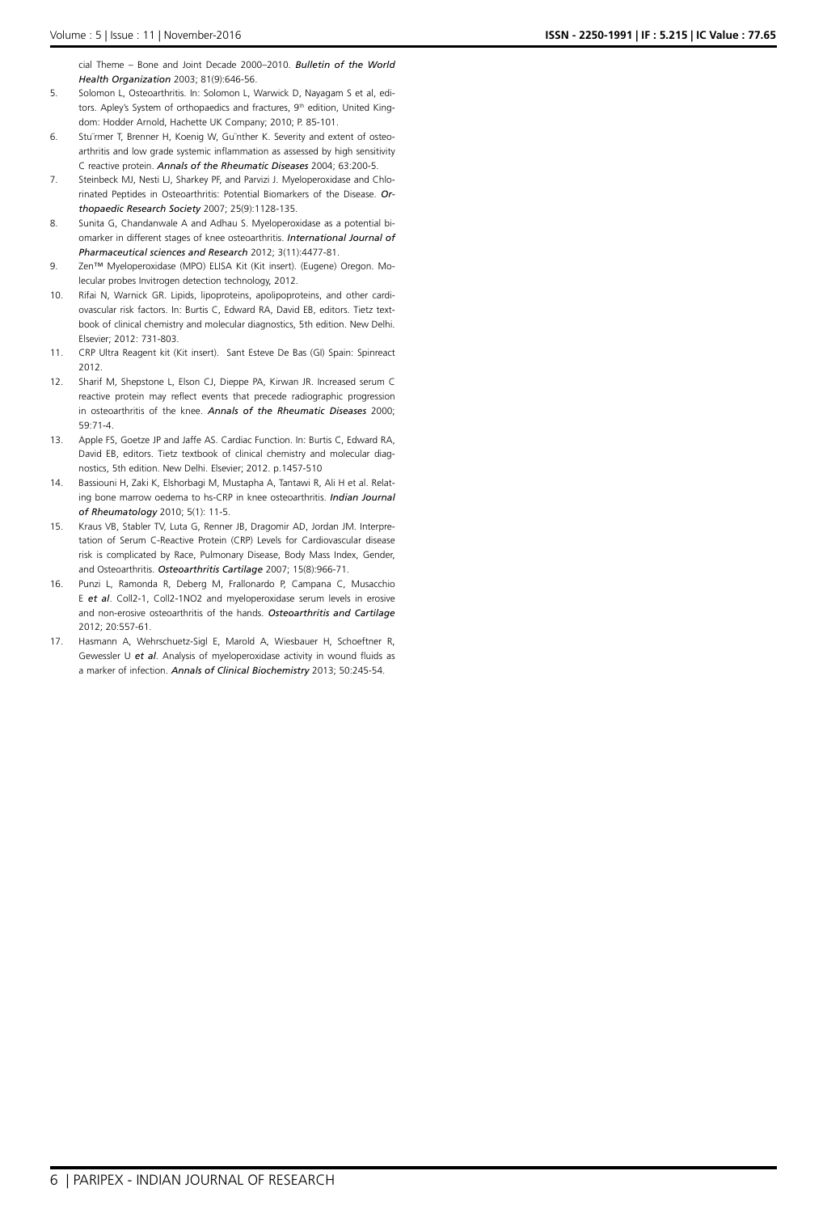cial Theme – Bone and Joint Decade 2000–2010. ***Bulletin of the World Health Organization*** 2003; 81(9):646-56.

5. Solomon L, Osteoarthritis. In: Solomon L, Warwick D, Nayagam S et al, editors. Apley's System of orthopaedics and fractures, 9th edition, United Kingdom: Hodder Arnold, Hachette UK Company; 2010; P. 85-101.
6. Stu¨rmer T, Brenner H, Koenig W, Gu¨nther K. Severity and extent of osteoarthritis and low grade systemic inflammation as assessed by high sensitivity C reactive protein. ***Annals of the Rheumatic Diseases*** 2004; 63:200-5.
7. Steinbeck MJ, Nesti LJ, Sharkey PF, and Parvizi J. Myeloperoxidase and Chlorinated Peptides in Osteoarthritis: Potential Biomarkers of the Disease. ***Orthopaedic Research Society*** 2007; 25(9):1128-135.
8. Sunita G, Chandanwale A and Adhau S. Myeloperoxidase as a potential biomarker in different stages of knee osteoarthritis. ***International Journal of Pharmaceutical sciences and Research*** 2012; 3(11):4477-81.
9. Zen™ Myeloperoxidase (MPO) ELISA Kit (Kit insert). (Eugene) Oregon. Molecular probes Invitrogen detection technology, 2012.
10. Rifai N, Warnick GR. Lipids, lipoproteins, apolipoproteins, and other cardiovascular risk factors. In: Burtis C, Edward RA, David EB, editors. Tietz textbook of clinical chemistry and molecular diagnostics, 5th edition. New Delhi. Elsevier; 2012: 731-803.
11. CRP Ultra Reagent kit (Kit insert). Sant Esteve De Bas (GI) Spain: Spinreact 2012.
12. Sharif M, Shepstone L, Elson CJ, Dieppe PA, Kirwan JR. Increased serum C reactive protein may reflect events that precede radiographic progression in osteoarthritis of the knee. ***Annals of the Rheumatic Diseases*** 2000; 59:71-4.
13. Apple FS, Goetze JP and Jaffe AS. Cardiac Function. In: Burtis C, Edward RA, David EB, editors. Tietz textbook of clinical chemistry and molecular diagnostics, 5th edition. New Delhi. Elsevier; 2012. p.1457-510
14. Bassiouni H, Zaki K, Elshorbagi M, Mustapha A, Tantawi R, Ali H et al. Relating bone marrow oedema to hs-CRP in knee osteoarthritis. ***Indian Journal of Rheumatology*** 2010; 5(1): 11-5.
15. Kraus VB, Stabler TV, Luta G, Renner JB, Dragomir AD, Jordan JM. Interpretation of Serum C-Reactive Protein (CRP) Levels for Cardiovascular disease risk is complicated by Race, Pulmonary Disease, Body Mass Index, Gender, and Osteoarthritis. ***Osteoarthritis Cartilage*** 2007; 15(8):966-71.
16. Punzi L, Ramonda R, Deberg M, Frallonardo P, Campana C, Musacchio E ***et al***. Coll2-1, Coll2-1NO2 and myeloperoxidase serum levels in erosive and non-erosive osteoarthritis of the hands. ***Osteoarthritis and Cartilage*** 2012; 20:557-61.
17. Hasmann A, Wehrschuetz-Sigl E, Marold A, Wiesbauer H, Schoeftner R, Gewessler U ***et al***. Analysis of myeloperoxidase activity in wound fluids as a marker of infection. ***Annals of Clinical Biochemistry*** 2013; 50:245-54.